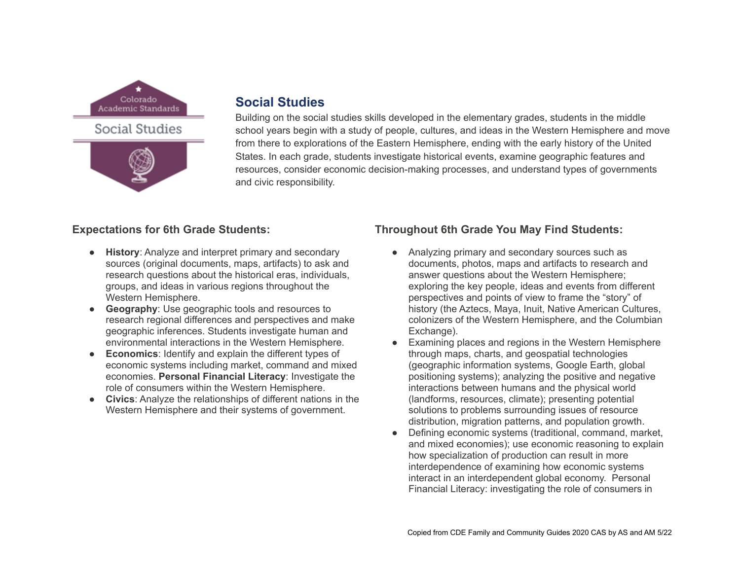Colorado Academic Standards

Social Studies

## Social Studies

Building on the social studies skills developed in the elementary grades, students in the middle school years begin with a study of people, cultures, and ideas in the Western Hemisphere and move from there to explorations of the Eastern Hemisphere, ending with the early history of the United States. In each grade, students investigate historical events, examine geographic features and resources, consider economic decision-making processes, and understand types of governments and civic responsibility.

### Expectations for 6th Grade Students:

- **History**: Analyze and interpret primary and secondary sources (original documents, maps, artifacts) to ask and research questions about the historical eras, individuals, groups, and ideas in various regions throughout the Western Hemisphere.
- **Geography**: Use geographic tools and resources to research regional differences and perspectives and make geographic inferences. Students investigate human and environmental interactions in the Western Hemisphere.
- **Economics**: Identify and explain the different types of economic systems including market, command and mixed economies. **Personal Financial Literacy**: Investigate the role of consumers within the Western Hemisphere.
- **Civics**: Analyze the relationships of different nations in the Western Hemisphere and their systems of government.

### Throughout 6th Grade You May Find Students:

- Analyzing primary and secondary sources such as documents, photos, maps and artifacts to research and answer questions about the Western Hemisphere; exploring the key people, ideas and events from different perspectives and points of view to frame the "story" of history (the Aztecs, Maya, Inuit, Native American Cultures, colonizers of the Western Hemisphere, and the Columbian Exchange).
- Examining places and regions in the Western Hemisphere through maps, charts, and geospatial technologies (geographic information systems, Google Earth, global positioning systems); analyzing the positive and negative interactions between humans and the physical world (landforms, resources, climate); presenting potential solutions to problems surrounding issues of resource distribution, migration patterns, and population growth.
- Defining economic systems (traditional, command, market, and mixed economies); use economic reasoning to explain how specialization of production can result in more interdependence of examining how economic systems interact in an interdependent global economy. Personal Financial Literacy: investigating the role of consumers in

Copied from CDE Family and Community Guides 2020 CAS by AS and AM 5/22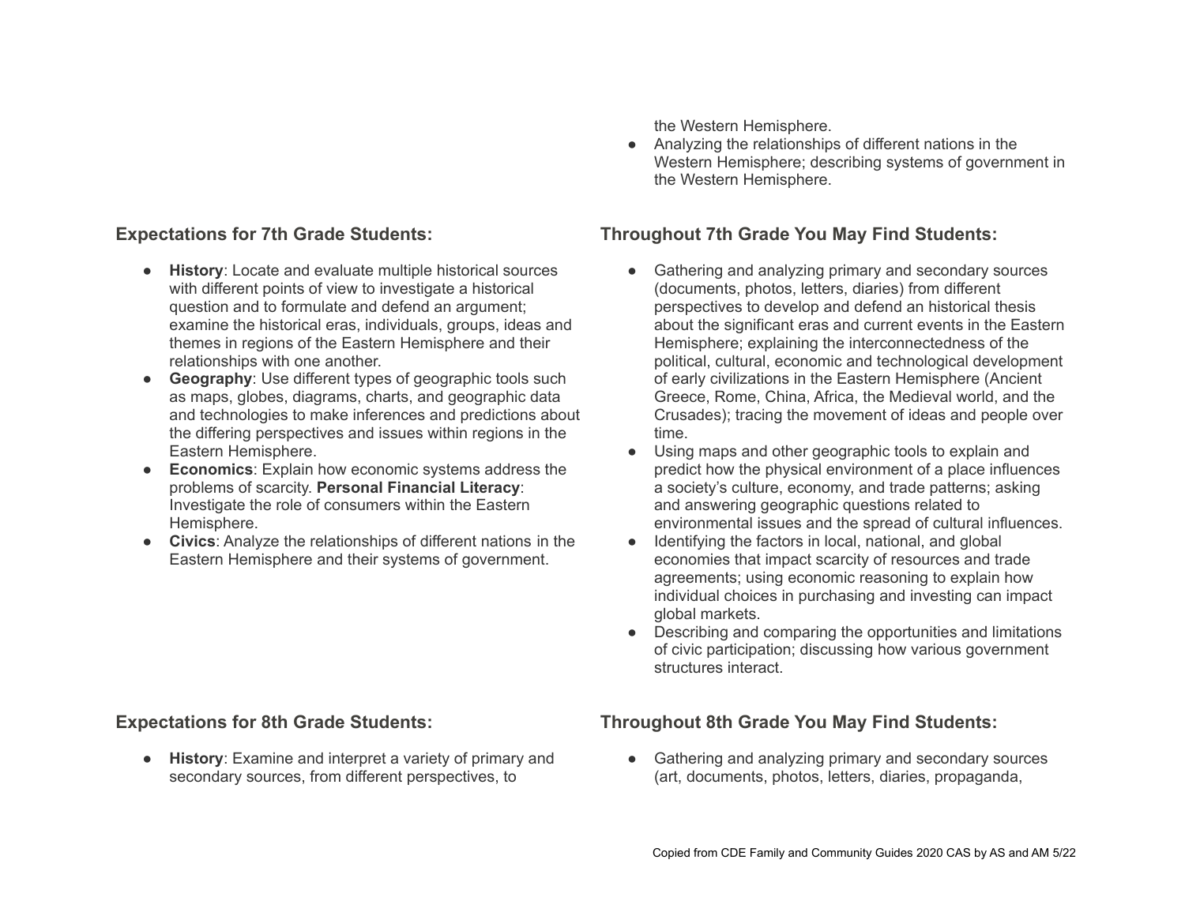the Western Hemisphere.

- Analyzing the relationships of different nations in the Western Hemisphere; describing systems of government in the Western Hemisphere.

### Expectations for 7th Grade Students:

- **History**: Locate and evaluate multiple historical sources with different points of view to investigate a historical question and to formulate and defend an argument; examine the historical eras, individuals, groups, ideas and themes in regions of the Eastern Hemisphere and their relationships with one another.
- **Geography**: Use different types of geographic tools such as maps, globes, diagrams, charts, and geographic data and technologies to make inferences and predictions about the differing perspectives and issues within regions in the Eastern Hemisphere.
- **Economics**: Explain how economic systems address the problems of scarcity. **Personal Financial Literacy**: Investigate the role of consumers within the Eastern Hemisphere.
- **Civics**: Analyze the relationships of different nations in the Eastern Hemisphere and their systems of government.

### Throughout 7th Grade You May Find Students:

- Gathering and analyzing primary and secondary sources (documents, photos, letters, diaries) from different perspectives to develop and defend an historical thesis about the significant eras and current events in the Eastern Hemisphere; explaining the interconnectedness of the political, cultural, economic and technological development of early civilizations in the Eastern Hemisphere (Ancient Greece, Rome, China, Africa, the Medieval world, and the Crusades); tracing the movement of ideas and people over time.
- Using maps and other geographic tools to explain and predict how the physical environment of a place influences a society's culture, economy, and trade patterns; asking and answering geographic questions related to environmental issues and the spread of cultural influences.
- Identifying the factors in local, national, and global economies that impact scarcity of resources and trade agreements; using economic reasoning to explain how individual choices in purchasing and investing can impact global markets.
- Describing and comparing the opportunities and limitations of civic participation; discussing how various government structures interact.

### Expectations for 8th Grade Students:

- **History**: Examine and interpret a variety of primary and secondary sources, from different perspectives, to

### Throughout 8th Grade You May Find Students:

- Gathering and analyzing primary and secondary sources (art, documents, photos, letters, diaries, propaganda,

Copied from CDE Family and Community Guides 2020 CAS by AS and AM 5/22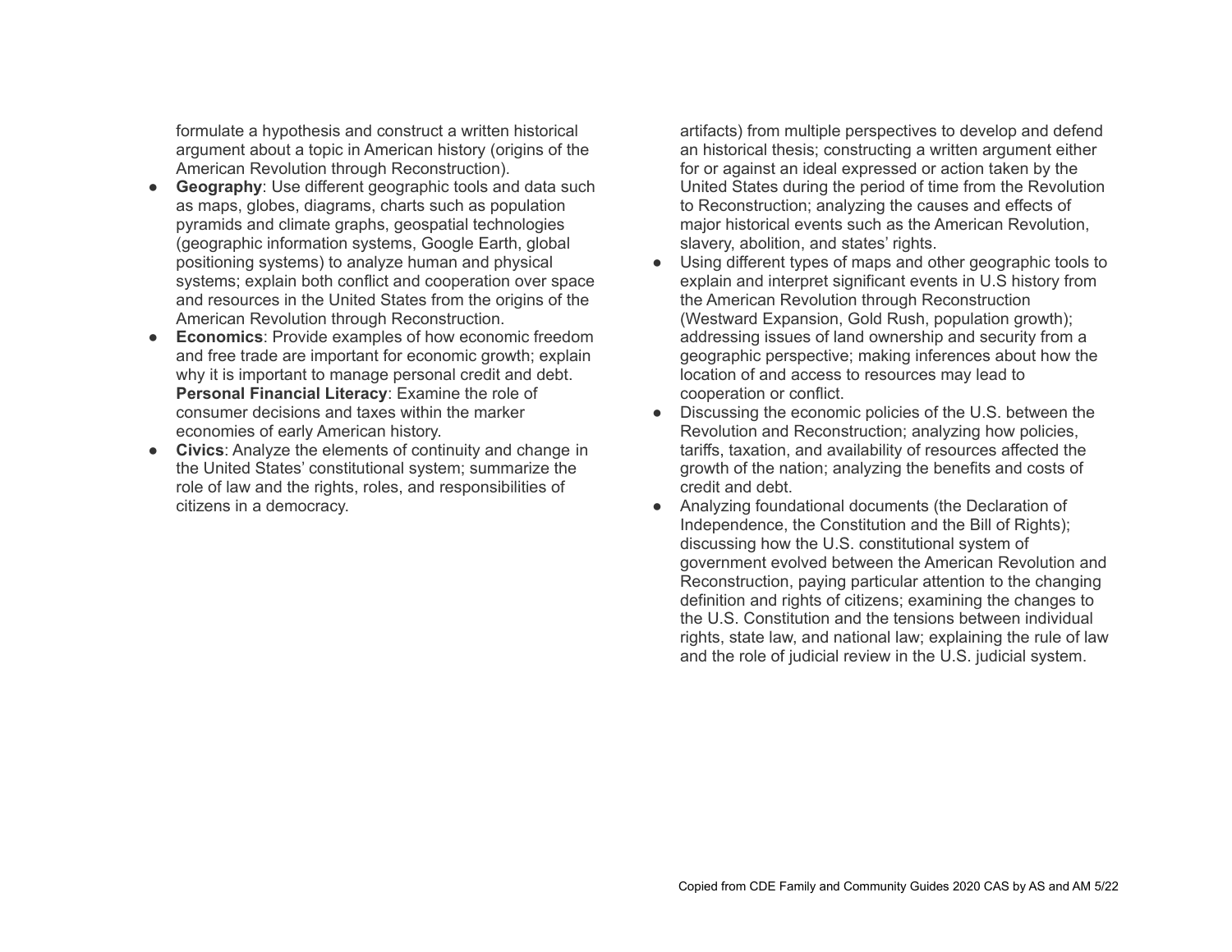formulate a hypothesis and construct a written historical argument about a topic in American history (origins of the American Revolution through Reconstruction).

- **Geography**: Use different geographic tools and data such as maps, globes, diagrams, charts such as population pyramids and climate graphs, geospatial technologies (geographic information systems, Google Earth, global positioning systems) to analyze human and physical systems; explain both conflict and cooperation over space and resources in the United States from the origins of the American Revolution through Reconstruction.
- **Economics**: Provide examples of how economic freedom and free trade are important for economic growth; explain why it is important to manage personal credit and debt. **Personal Financial Literacy**: Examine the role of consumer decisions and taxes within the marker economies of early American history.
- **Civics**: Analyze the elements of continuity and change in the United States' constitutional system; summarize the role of law and the rights, roles, and responsibilities of citizens in a democracy.

artifacts) from multiple perspectives to develop and defend an historical thesis; constructing a written argument either for or against an ideal expressed or action taken by the United States during the period of time from the Revolution to Reconstruction; analyzing the causes and effects of major historical events such as the American Revolution, slavery, abolition, and states' rights.

- Using different types of maps and other geographic tools to explain and interpret significant events in U.S history from the American Revolution through Reconstruction (Westward Expansion, Gold Rush, population growth); addressing issues of land ownership and security from a geographic perspective; making inferences about how the location of and access to resources may lead to cooperation or conflict.
- Discussing the economic policies of the U.S. between the Revolution and Reconstruction; analyzing how policies, tariffs, taxation, and availability of resources affected the growth of the nation; analyzing the benefits and costs of credit and debt.
- Analyzing foundational documents (the Declaration of Independence, the Constitution and the Bill of Rights); discussing how the U.S. constitutional system of government evolved between the American Revolution and Reconstruction, paying particular attention to the changing definition and rights of citizens; examining the changes to the U.S. Constitution and the tensions between individual rights, state law, and national law; explaining the rule of law and the role of judicial review in the U.S. judicial system.

Copied from CDE Family and Community Guides 2020 CAS by AS and AM 5/22